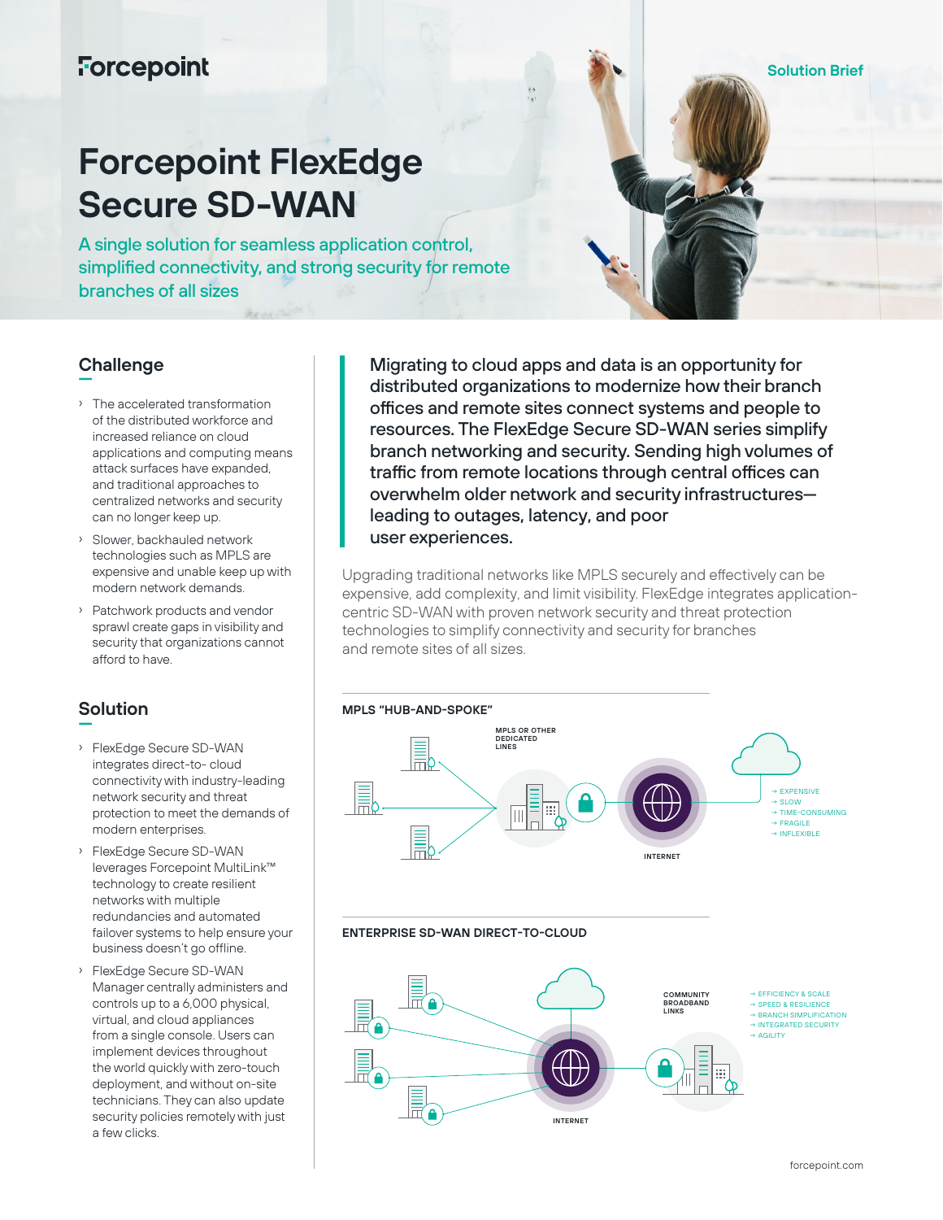Forcepoint

Solution Brief

# Forcepoint FlexEdge Secure SD-WAN

A single solution for seamless application control, simplified connectivity, and strong security for remote branches of all sizes

## Challenge

- The accelerated transformation of the distributed workforce and increased reliance on cloud applications and computing means attack surfaces have expanded, and traditional approaches to centralized networks and security can no longer keep up.
- Slower, backhauled network technologies such as MPLS are expensive and unable keep up with modern network demands.
- Patchwork products and vendor sprawl create gaps in visibility and security that organizations cannot afford to have.

## Solution

- FlexEdge Secure SD-WAN integrates direct-to- cloud connectivity with industry-leading network security and threat protection to meet the demands of modern enterprises.
- FlexEdge Secure SD-WAN leverages Forcepoint MultiLink™ technology to create resilient networks with multiple redundancies and automated failover systems to help ensure your business doesn't go offline.
- FlexEdge Secure SD-WAN Manager centrally administers and controls up to a 6,000 physical, virtual, and cloud appliances from a single console. Users can implement devices throughout the world quickly with zero-touch deployment, and without on-site technicians. They can also update security policies remotely with just a few clicks.

**Migrating to cloud apps and data is an opportunity for distributed organizations to modernize how their branch offices and remote sites connect systems and people to resources. The FlexEdge Secure SD-WAN series simplify branch networking and security. Sending high volumes of traffic from remote locations through central offices can overwhelm older network and security infrastructures—leading to outages, latency, and poor user experiences.**

Upgrading traditional networks like MPLS securely and effectively can be expensive, add complexity, and limit visibility. FlexEdge integrates application-centric SD-WAN with proven network security and threat protection technologies to simplify connectivity and security for branches and remote sites of all sizes.

**MPLS "HUB-AND-SPOKE"**

MPLS OR OTHER DEDICATED LINES

INTERNET

→ EXPENSIVE
→ SLOW
→ TIME-CONSUMING
→ FRAGILE
→ INFLEXIBLE

**ENTERPRISE SD-WAN DIRECT-TO-CLOUD**

COMMUNITY BROADBAND LINKS

INTERNET

→ EFFICIENCY & SCALE
→ SPEED & RESILIENCE
→ BRANCH SIMPLIFICATION
→ INTEGRATED SECURITY
→ AGILITY

forcepoint.com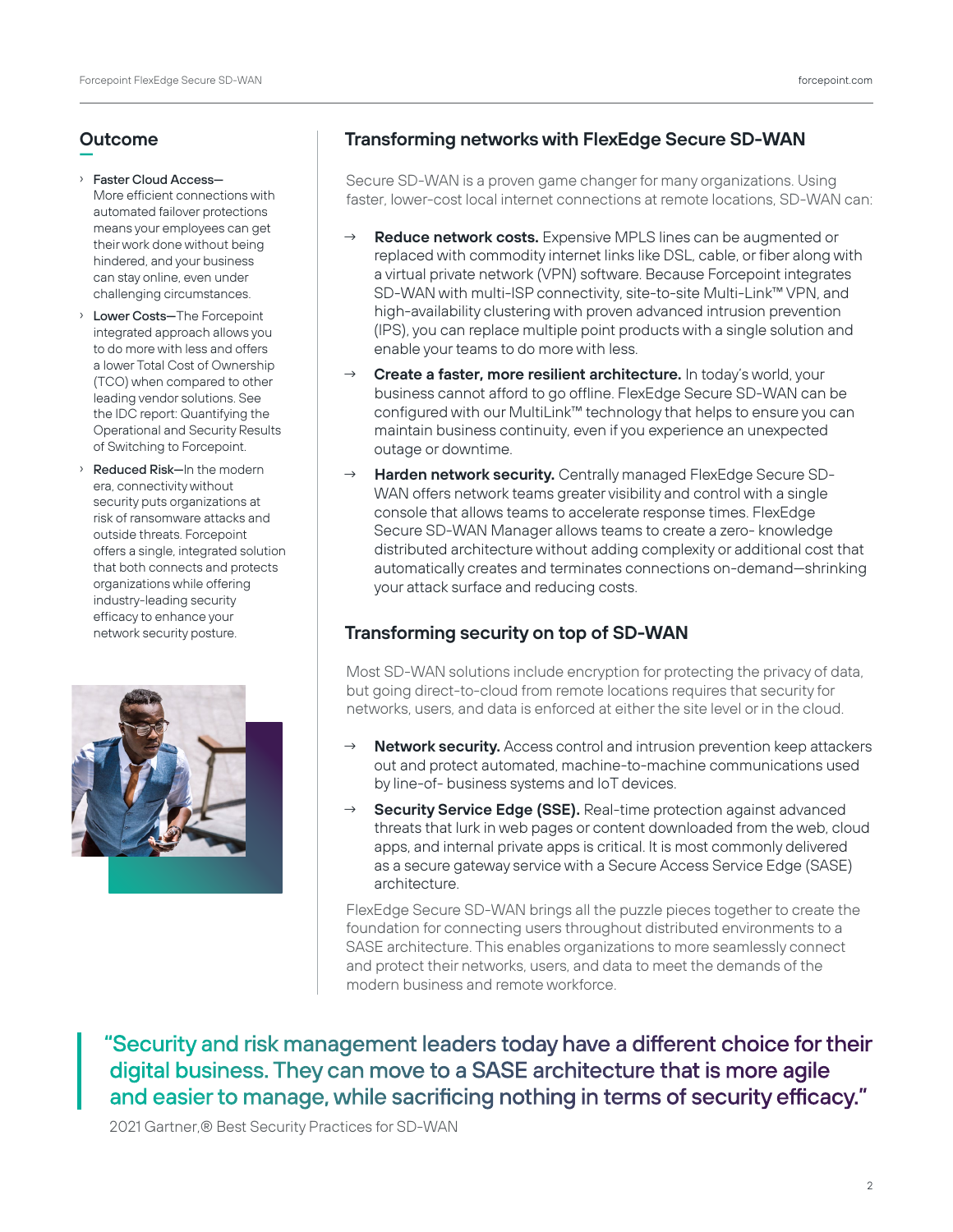## Outcome

- **Faster Cloud Access—** More efficient connections with automated failover protections means your employees can get their work done without being hindered, and your business can stay online, even under challenging circumstances.
- **Lower Costs—**The Forcepoint integrated approach allows you to do more with less and offers a lower Total Cost of Ownership (TCO) when compared to other leading vendor solutions. See the IDC report: Quantifying the Operational and Security Results of Switching to Forcepoint.
- **Reduced Risk—**In the modern era, connectivity without security puts organizations at risk of ransomware attacks and outside threats. Forcepoint offers a single, integrated solution that both connects and protects organizations while offering industry-leading security efficacy to enhance your network security posture.

## Transforming networks with FlexEdge Secure SD-WAN

Secure SD-WAN is a proven game changer for many organizations. Using faster, lower-cost local internet connections at remote locations, SD-WAN can:

- → **Reduce network costs.** Expensive MPLS lines can be augmented or replaced with commodity internet links like DSL, cable, or fiber along with a virtual private network (VPN) software. Because Forcepoint integrates SD-WAN with multi-ISP connectivity, site-to-site Multi-Link™ VPN, and high-availability clustering with proven advanced intrusion prevention (IPS), you can replace multiple point products with a single solution and enable your teams to do more with less.
- → **Create a faster, more resilient architecture.** In today's world, your business cannot afford to go offline. FlexEdge Secure SD-WAN can be configured with our MultiLink™ technology that helps to ensure you can maintain business continuity, even if you experience an unexpected outage or downtime.
- → **Harden network security.** Centrally managed FlexEdge Secure SD-WAN offers network teams greater visibility and control with a single console that allows teams to accelerate response times. FlexEdge Secure SD-WAN Manager allows teams to create a zero- knowledge distributed architecture without adding complexity or additional cost that automatically creates and terminates connections on-demand—shrinking your attack surface and reducing costs.

## Transforming security on top of SD-WAN

Most SD-WAN solutions include encryption for protecting the privacy of data, but going direct-to-cloud from remote locations requires that security for networks, users, and data is enforced at either the site level or in the cloud.

- → **Network security.** Access control and intrusion prevention keep attackers out and protect automated, machine-to-machine communications used by line-of- business systems and IoT devices.
- → **Security Service Edge (SSE).** Real-time protection against advanced threats that lurk in web pages or content downloaded from the web, cloud apps, and internal private apps is critical. It is most commonly delivered as a secure gateway service with a Secure Access Service Edge (SASE) architecture.

FlexEdge Secure SD-WAN brings all the puzzle pieces together to create the foundation for connecting users throughout distributed environments to a SASE architecture. This enables organizations to more seamlessly connect and protect their networks, users, and data to meet the demands of the modern business and remote workforce.

> "Security and risk management leaders today have a different choice for their digital business. They can move to a SASE architecture that is more agile and easier to manage, while sacrificing nothing in terms of security efficacy."

2021 Gartner,® Best Security Practices for SD-WAN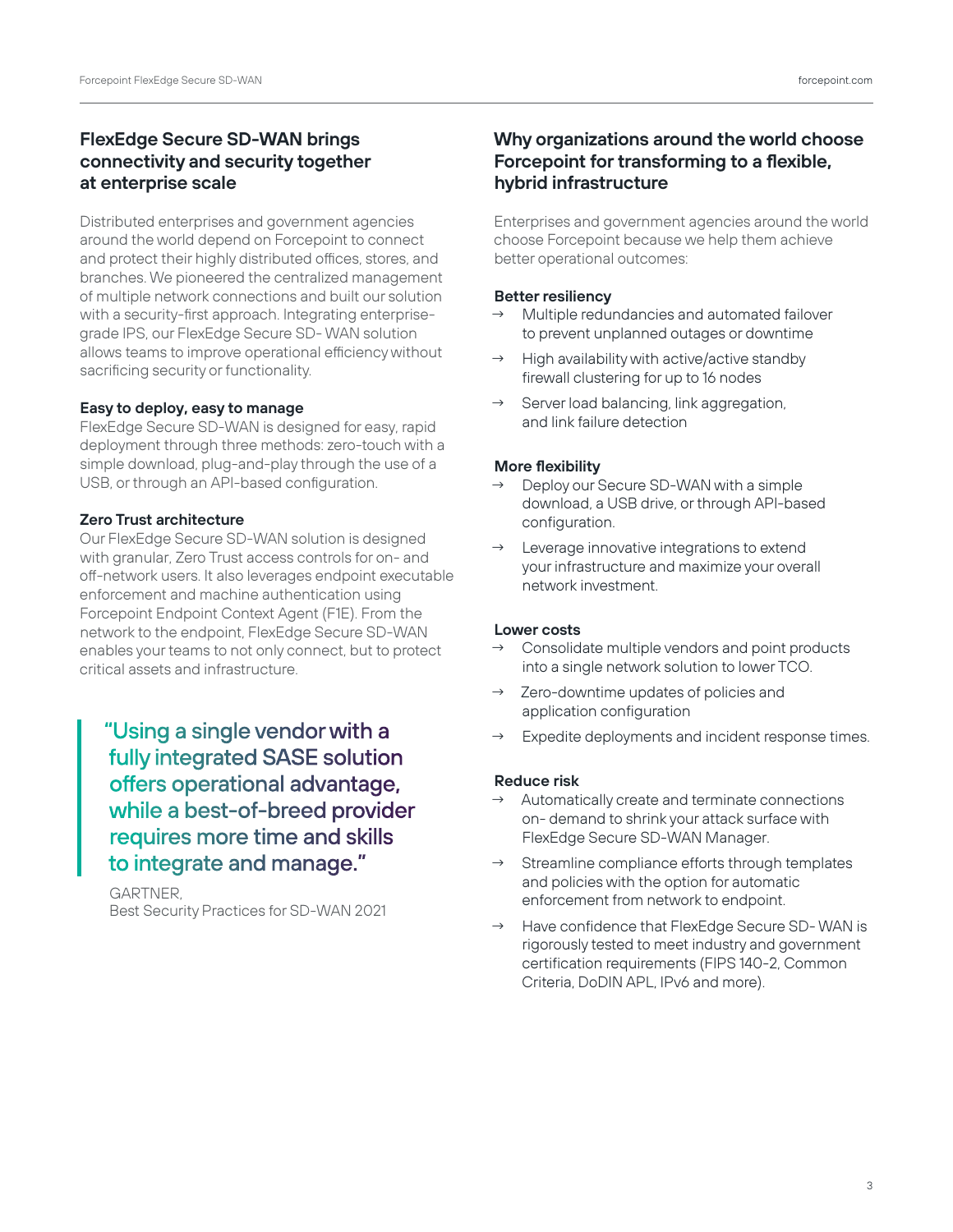## FlexEdge Secure SD-WAN brings connectivity and security together at enterprise scale

Distributed enterprises and government agencies around the world depend on Forcepoint to connect and protect their highly distributed offices, stores, and branches. We pioneered the centralized management of multiple network connections and built our solution with a security-first approach. Integrating enterprise-grade IPS, our FlexEdge Secure SD- WAN solution allows teams to improve operational efficiency without sacrificing security or functionality.

**Easy to deploy, easy to manage**

FlexEdge Secure SD-WAN is designed for easy, rapid deployment through three methods: zero-touch with a simple download, plug-and-play through the use of a USB, or through an API-based configuration.

**Zero Trust architecture**

Our FlexEdge Secure SD-WAN solution is designed with granular, Zero Trust access controls for on- and off-network users. It also leverages endpoint executable enforcement and machine authentication using Forcepoint Endpoint Context Agent (F1E). From the network to the endpoint, FlexEdge Secure SD-WAN enables your teams to not only connect, but to protect critical assets and infrastructure.

> "Using a single vendor with a fully integrated SASE solution offers operational advantage, while a best-of-breed provider requires more time and skills to integrate and manage."
>
> GARTNER,
> Best Security Practices for SD-WAN 2021

## Why organizations around the world choose Forcepoint for transforming to a flexible, hybrid infrastructure

Enterprises and government agencies around the world choose Forcepoint because we help them achieve better operational outcomes:

**Better resiliency**

- → Multiple redundancies and automated failover to prevent unplanned outages or downtime
- → High availability with active/active standby firewall clustering for up to 16 nodes
- → Server load balancing, link aggregation, and link failure detection

**More flexibility**

- → Deploy our Secure SD-WAN with a simple download, a USB drive, or through API-based configuration.
- → Leverage innovative integrations to extend your infrastructure and maximize your overall network investment.

**Lower costs**

- → Consolidate multiple vendors and point products into a single network solution to lower TCO.
- → Zero-downtime updates of policies and application configuration
- → Expedite deployments and incident response times.

**Reduce risk**

- → Automatically create and terminate connections on- demand to shrink your attack surface with FlexEdge Secure SD-WAN Manager.
- → Streamline compliance efforts through templates and policies with the option for automatic enforcement from network to endpoint.
- → Have confidence that FlexEdge Secure SD- WAN is rigorously tested to meet industry and government certification requirements (FIPS 140-2, Common Criteria, DoDIN APL, IPv6 and more).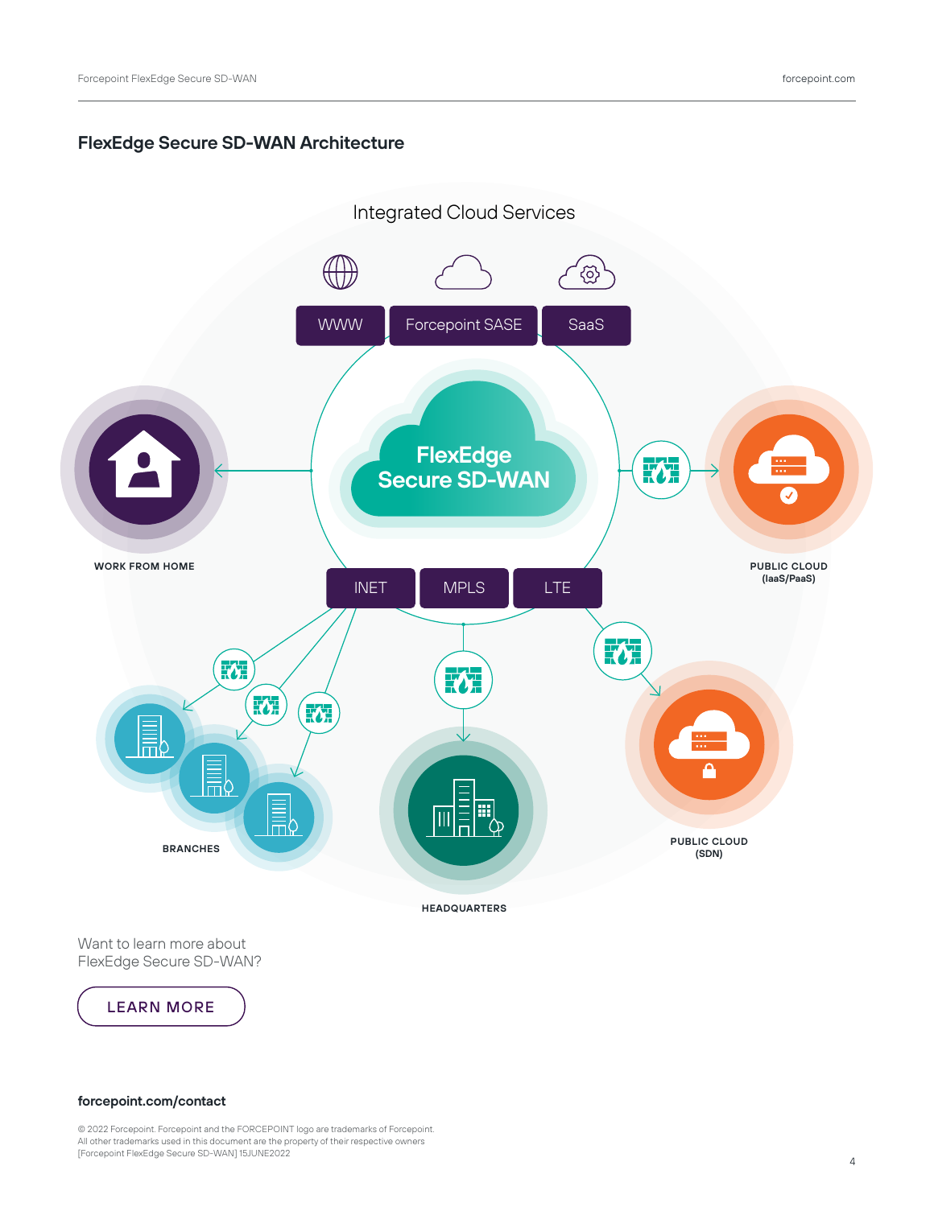## FlexEdge Secure SD-WAN Architecture

Integrated Cloud Services

WWW

Forcepoint SASE

SaaS

FlexEdge Secure SD-WAN

WORK FROM HOME

PUBLIC CLOUD (IaaS/PaaS)

INET

MPLS

LTE

BRANCHES

HEADQUARTERS

PUBLIC CLOUD (SDN)

Want to learn more about FlexEdge Secure SD-WAN?

LEARN MORE

**forcepoint.com/contact**

© 2022 Forcepoint. Forcepoint and the FORCEPOINT logo are trademarks of Forcepoint.
All other trademarks used in this document are the property of their respective owners
[Forcepoint FlexEdge Secure SD-WAN] 15JUNE2022